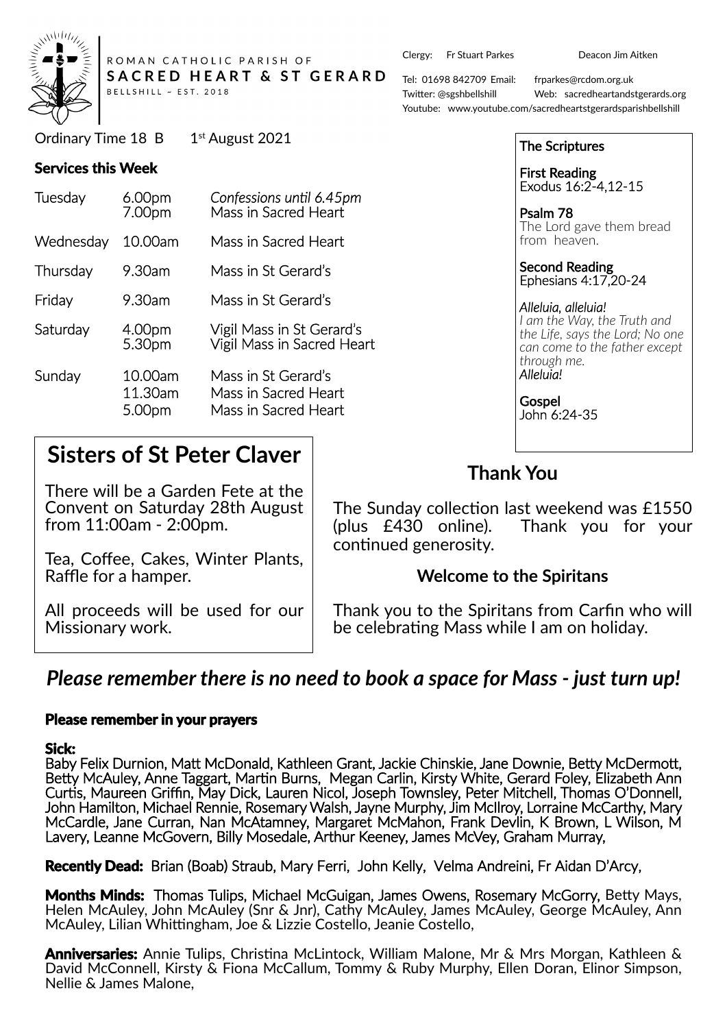ROMAN CATHOLIC PARISH OF
**SACRED HEART & ST GERARD**
BELLSHILL ~ EST. 2018

Clergy: Fr Stuart Parkes Deacon Jim Aitken

Tel: 01698 842709 Email: frparkes@rcdom.org.uk
Twitter: @sgshbellshill Web: sacredheartandstgerards.org
Youtube: www.youtube.com/sacredheartstgerardsparishbellshill

Ordinary Time 18 B 1st August 2021

## Services this Week

| | | |
|---|---|---|
| Tuesday | 6.00pm | *Confessions until 6.45pm* |
| | 7.00pm | Mass in Sacred Heart |
| Wednesday | 10.00am | Mass in Sacred Heart |
| Thursday | 9.30am | Mass in St Gerard's |
| Friday | 9.30am | Mass in St Gerard's |
| Saturday | 4.00pm | Vigil Mass in St Gerard's |
| | 5.30pm | Vigil Mass in Sacred Heart |
| Sunday | 10.00am | Mass in St Gerard's |
| | 11.30am | Mass in Sacred Heart |
| | 5.00pm | Mass in Sacred Heart |

## The Scriptures

**First Reading**
Exodus 16:2-4,12-15

**Psalm 78**
The Lord gave them bread from heaven.

**Second Reading**
Ephesians 4:17,20-24

*Alleluia, alleluia!*
*I am the Way, the Truth and the Life, says the Lord; No one can come to the father except through me.*
*Alleluia!*

**Gospel**
John 6:24-35

## Sisters of St Peter Claver

There will be a Garden Fete at the Convent on Saturday 28th August from 11:00am - 2:00pm.

Tea, Coffee, Cakes, Winter Plants, Raffle for a hamper.

All proceeds will be used for our Missionary work.

## Thank You

The Sunday collection last weekend was £1550 (plus £430 online). Thank you for your continued generosity.

### Welcome to the Spiritans

Thank you to the Spiritans from Carfin who will be celebrating Mass while I am on holiday.

***Please remember there is no need to book a space for Mass - just turn up!***

## Please remember in your prayers

**Sick:**
Baby Felix Durnion, Matt McDonald, Kathleen Grant, Jackie Chinskie, Jane Downie, Betty McDermott, Betty McAuley, Anne Taggart, Martin Burns, Megan Carlin, Kirsty White, Gerard Foley, Elizabeth Ann Curtis, Maureen Griffin, May Dick, Lauren Nicol, Joseph Townsley, Peter Mitchell, Thomas O'Donnell, John Hamilton, Michael Rennie, Rosemary Walsh, Jayne Murphy, Jim McIlroy, Lorraine McCarthy, Mary McCardle, Jane Curran, Nan McAtamney, Margaret McMahon, Frank Devlin, K Brown, L Wilson, M Lavery, Leanne McGovern, Billy Mosedale, Arthur Keeney, James McVey, Graham Murray,

**Recently Dead:** Brian (Boab) Straub, Mary Ferri, John Kelly, Velma Andreini, Fr Aidan D'Arcy,

**Months Minds:** Thomas Tulips, Michael McGuigan, James Owens, Rosemary McGorry, Betty Mays, Helen McAuley, John McAuley (Snr & Jnr), Cathy McAuley, James McAuley, George McAuley, Ann McAuley, Lilian Whittingham, Joe & Lizzie Costello, Jeanie Costello,

**Anniversaries:** Annie Tulips, Christina McLintock, William Malone, Mr & Mrs Morgan, Kathleen & David McConnell, Kirsty & Fiona McCallum, Tommy & Ruby Murphy, Ellen Doran, Elinor Simpson, Nellie & James Malone,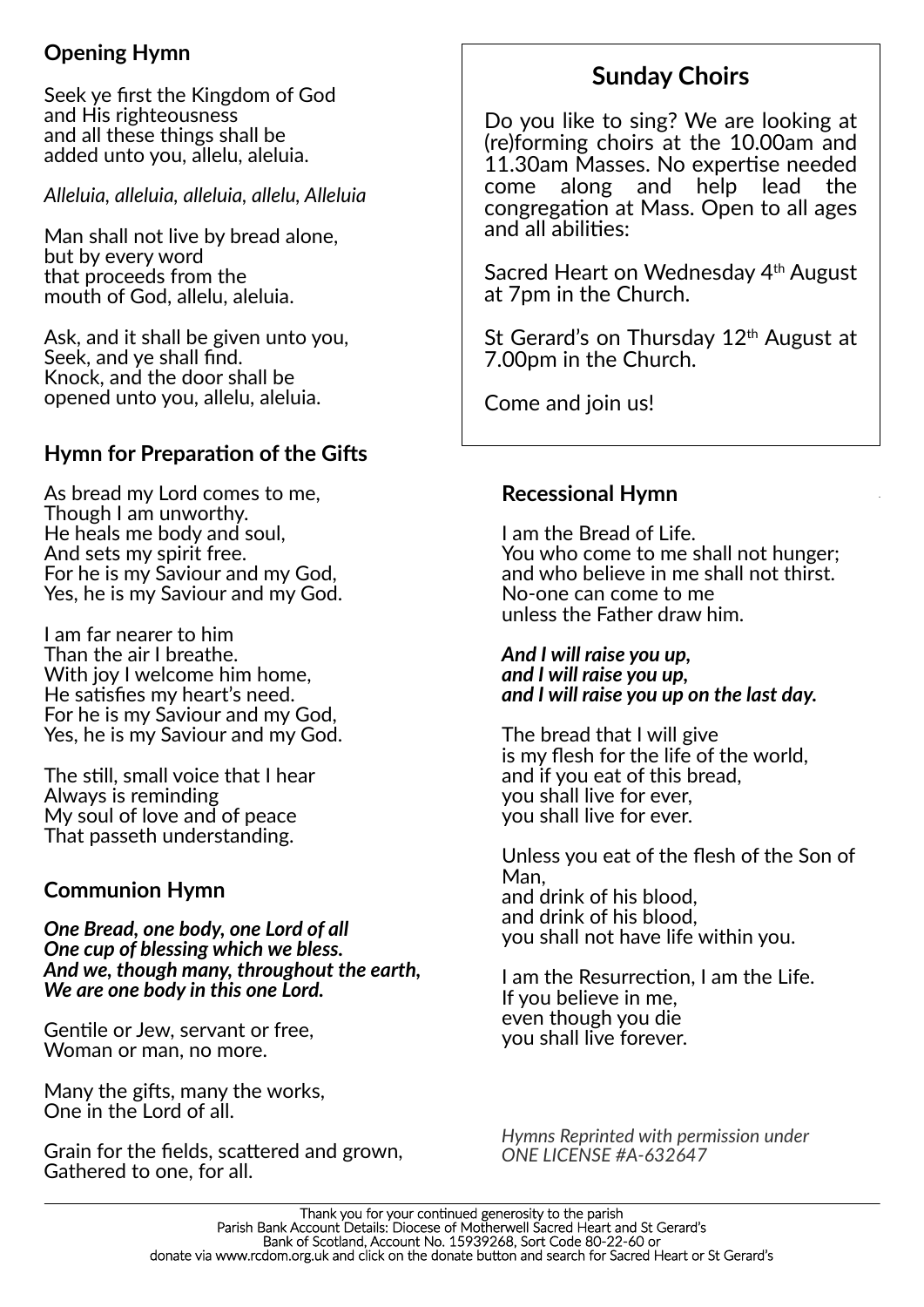## Opening Hymn

Seek ye first the Kingdom of God
and His righteousness
and all these things shall be
added unto you, allelu, aleluia.

*Alleluia, alleluia, alleluia, allelu, Alleluia*

Man shall not live by bread alone,
but by every word
that proceeds from the
mouth of God, allelu, aleluia.

Ask, and it shall be given unto you,
Seek, and ye shall find.
Knock, and the door shall be
opened unto you, allelu, aleluia.

## Hymn for Preparation of the Gifts

As bread my Lord comes to me,
Though I am unworthy.
He heals me body and soul,
And sets my spirit free.
For he is my Saviour and my God,
Yes, he is my Saviour and my God.

I am far nearer to him
Than the air I breathe.
With joy I welcome him home,
He satisfies my heart's need.
For he is my Saviour and my God,
Yes, he is my Saviour and my God.

The still, small voice that I hear
Always is reminding
My soul of love and of peace
That passeth understanding.

## Communion Hymn

***One Bread, one body, one Lord of all***
***One cup of blessing which we bless.***
***And we, though many, throughout the earth,***
***We are one body in this one Lord.***

Gentile or Jew, servant or free,
Woman or man, no more.

Many the gifts, many the works,
One in the Lord of all.

Grain for the fields, scattered and grown,
Gathered to one, for all.

## Sunday Choirs

Do you like to sing? We are looking at (re)forming choirs at the 10.00am and 11.30am Masses. No expertise needed come along and help lead the congregation at Mass. Open to all ages and all abilities:

Sacred Heart on Wednesday 4th August at 7pm in the Church.

St Gerard's on Thursday 12th August at 7.00pm in the Church.

Come and join us!

## Recessional Hymn

I am the Bread of Life.
You who come to me shall not hunger;
and who believe in me shall not thirst.
No-one can come to me
unless the Father draw him.

***And I will raise you up,***
***and I will raise you up,***
***and I will raise you up on the last day.***

The bread that I will give
is my flesh for the life of the world,
and if you eat of this bread,
you shall live for ever,
you shall live for ever.

Unless you eat of the flesh of the Son of Man,
and drink of his blood,
and drink of his blood,
you shall not have life within you.

I am the Resurrection, I am the Life.
If you believe in me,
even though you die
you shall live forever.

*Hymns Reprinted with permission under ONE LICENSE #A-632647*

---

Thank you for your continued generosity to the parish
Parish Bank Account Details: Diocese of Motherwell Sacred Heart and St Gerard's
Bank of Scotland, Account No. 15939268, Sort Code 80-22-60 or
donate via www.rcdom.org.uk and click on the donate button and search for Sacred Heart or St Gerard's